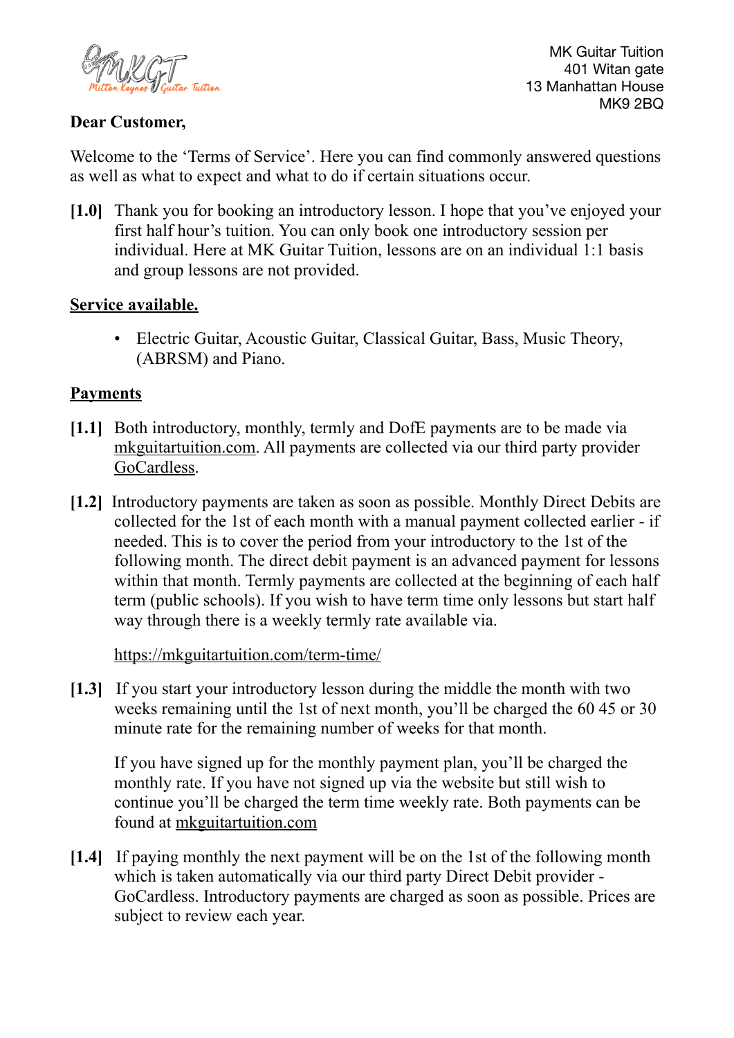MK Guitar Tuition
401 Witan gate
13 Manhattan House
MK9 2BQ

**Dear Customer,**

Welcome to the 'Terms of Service'. Here you can find commonly answered questions as well as what to expect and what to do if certain situations occur.

**[1.0]** Thank you for booking an introductory lesson. I hope that you've enjoyed your first half hour's tuition. You can only book one introductory session per individual. Here at MK Guitar Tuition, lessons are on an individual 1:1 basis and group lessons are not provided.

## Service available.

- Electric Guitar, Acoustic Guitar, Classical Guitar, Bass, Music Theory, (ABRSM) and Piano.

## Payments

**[1.1]** Both introductory, monthly, termly and DofE payments are to be made via mkguitartuition.com. All payments are collected via our third party provider GoCardless.

**[1.2]** Introductory payments are taken as soon as possible. Monthly Direct Debits are collected for the 1st of each month with a manual payment collected earlier - if needed. This is to cover the period from your introductory to the 1st of the following month. The direct debit payment is an advanced payment for lessons within that month. Termly payments are collected at the beginning of each half term (public schools). If you wish to have term time only lessons but start half way through there is a weekly termly rate available via.

https://mkguitartuition.com/term-time/

**[1.3]** If you start your introductory lesson during the middle the month with two weeks remaining until the 1st of next month, you'll be charged the 60 45 or 30 minute rate for the remaining number of weeks for that month.

If you have signed up for the monthly payment plan, you'll be charged the monthly rate. If you have not signed up via the website but still wish to continue you'll be charged the term time weekly rate. Both payments can be found at mkguitartuition.com

**[1.4]** If paying monthly the next payment will be on the 1st of the following month which is taken automatically via our third party Direct Debit provider - GoCardless. Introductory payments are charged as soon as possible. Prices are subject to review each year.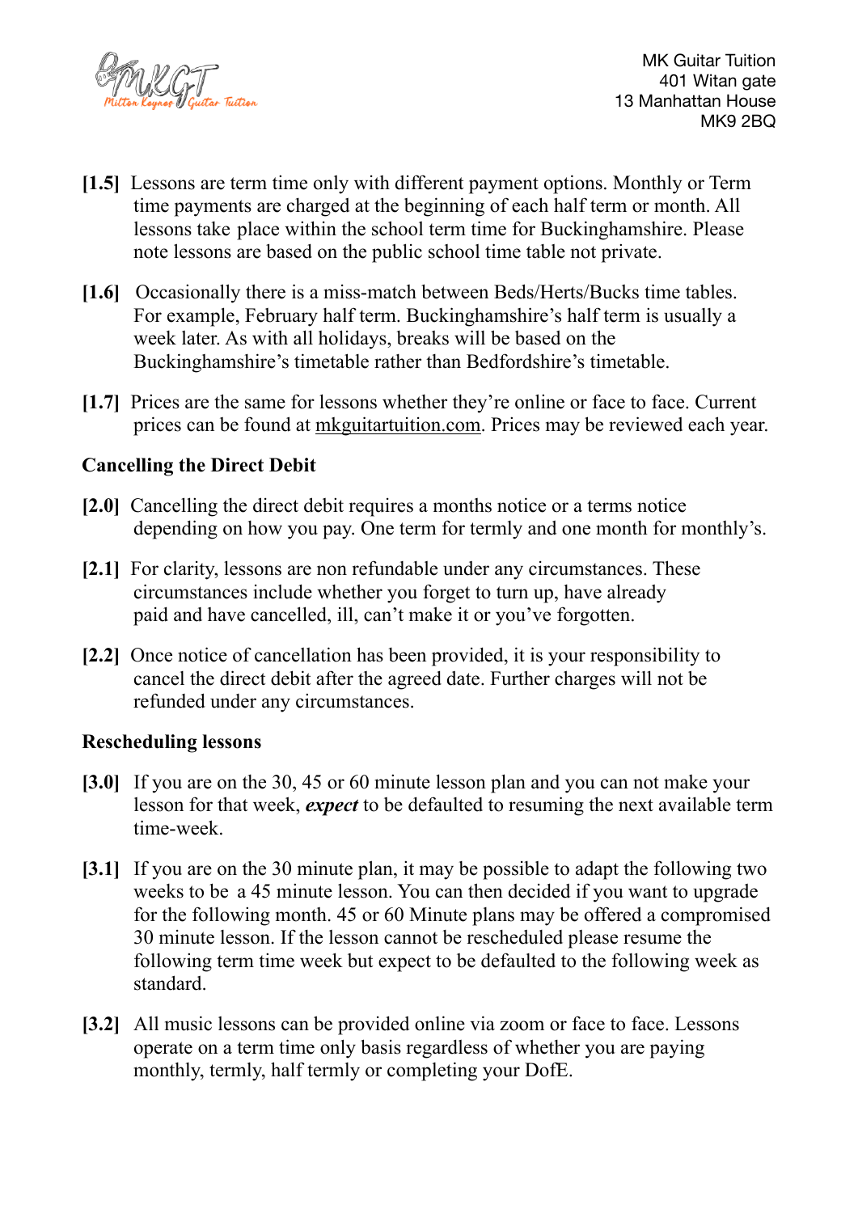MK Guitar Tuition
401 Witan gate
13 Manhattan House
MK9 2BQ

**[1.5]** Lessons are term time only with different payment options. Monthly or Term time payments are charged at the beginning of each half term or month. All lessons take place within the school term time for Buckinghamshire. Please note lessons are based on the public school time table not private.

**[1.6]** Occasionally there is a miss-match between Beds/Herts/Bucks time tables. For example, February half term. Buckinghamshire's half term is usually a week later. As with all holidays, breaks will be based on the Buckinghamshire's timetable rather than Bedfordshire's timetable.

**[1.7]** Prices are the same for lessons whether they're online or face to face. Current prices can be found at mkguitartuition.com. Prices may be reviewed each year.

**Cancelling the Direct Debit**

**[2.0]** Cancelling the direct debit requires a months notice or a terms notice depending on how you pay. One term for termly and one month for monthly's.

**[2.1]** For clarity, lessons are non refundable under any circumstances. These circumstances include whether you forget to turn up, have already paid and have cancelled, ill, can't make it or you've forgotten.

**[2.2]** Once notice of cancellation has been provided, it is your responsibility to cancel the direct debit after the agreed date. Further charges will not be refunded under any circumstances.

**Rescheduling lessons**

**[3.0]** If you are on the 30, 45 or 60 minute lesson plan and you can not make your lesson for that week, ***expect*** to be defaulted to resuming the next available term time-week.

**[3.1]** If you are on the 30 minute plan, it may be possible to adapt the following two weeks to be a 45 minute lesson. You can then decided if you want to upgrade for the following month. 45 or 60 Minute plans may be offered a compromised 30 minute lesson. If the lesson cannot be rescheduled please resume the following term time week but expect to be defaulted to the following week as standard.

**[3.2]** All music lessons can be provided online via zoom or face to face. Lessons operate on a term time only basis regardless of whether you are paying monthly, termly, half termly or completing your DofE.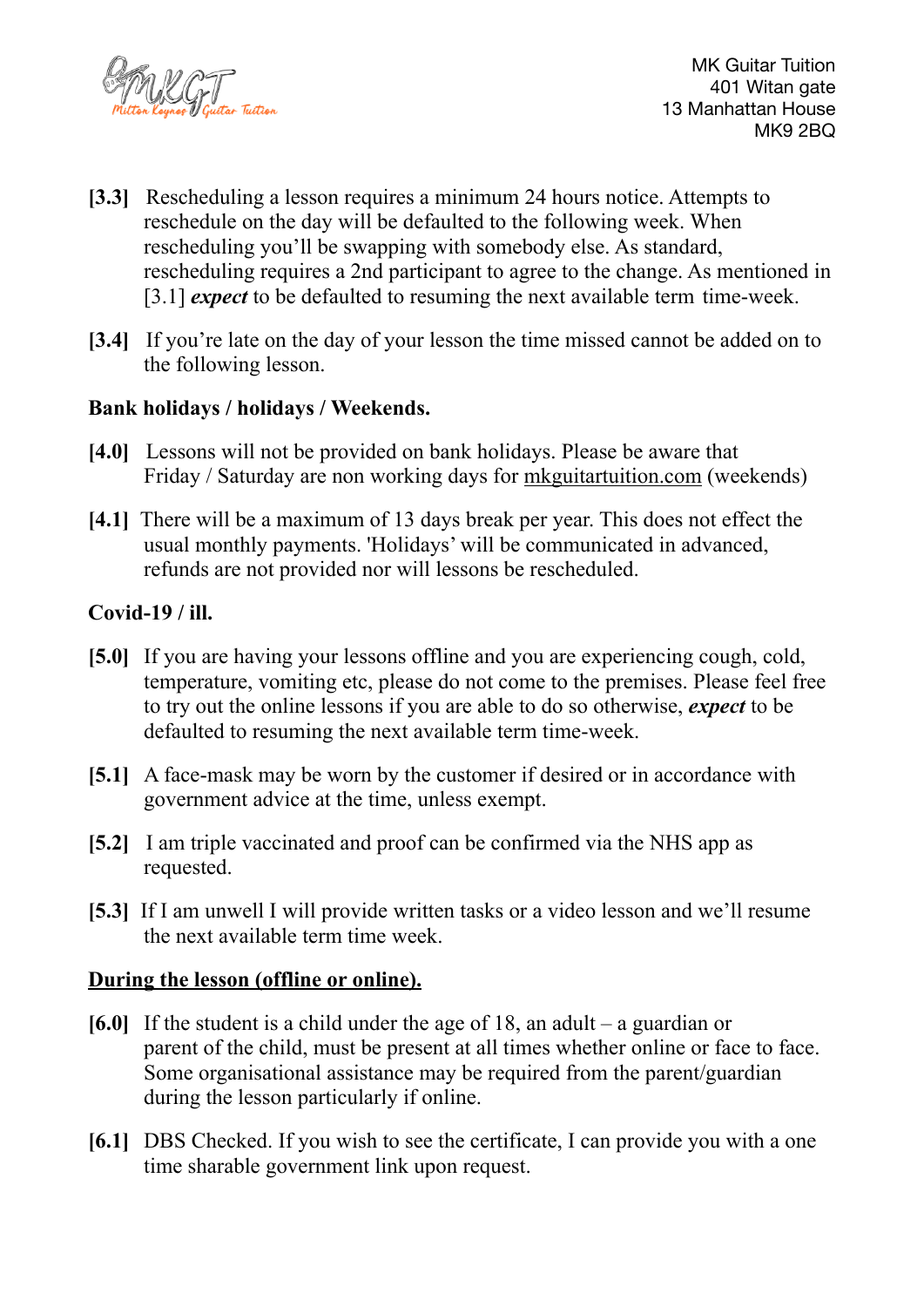[3.3] Rescheduling a lesson requires a minimum 24 hours notice. Attempts to reschedule on the day will be defaulted to the following week. When rescheduling you'll be swapping with somebody else. As standard, rescheduling requires a 2nd participant to agree to the change. As mentioned in [3.1] ***expect*** to be defaulted to resuming the next available term time-week.

[3.4] If you're late on the day of your lesson the time missed cannot be added on to the following lesson.

**Bank holidays / holidays / Weekends.**

[4.0] Lessons will not be provided on bank holidays. Please be aware that Friday / Saturday are non working days for mkguitartuition.com (weekends)

[4.1] There will be a maximum of 13 days break per year. This does not effect the usual monthly payments. 'Holidays' will be communicated in advanced, refunds are not provided nor will lessons be rescheduled.

**Covid-19 / ill.**

[5.0] If you are having your lessons offline and you are experiencing cough, cold, temperature, vomiting etc, please do not come to the premises. Please feel free to try out the online lessons if you are able to do so otherwise, ***expect*** to be defaulted to resuming the next available term time-week.

[5.1] A face-mask may be worn by the customer if desired or in accordance with government advice at the time, unless exempt.

[5.2] I am triple vaccinated and proof can be confirmed via the NHS app as requested.

[5.3] If I am unwell I will provide written tasks or a video lesson and we'll resume the next available term time week.

**<u>During the lesson (offline or online).</u>**

[6.0] If the student is a child under the age of 18, an adult – a guardian or parent of the child, must be present at all times whether online or face to face. Some organisational assistance may be required from the parent/guardian during the lesson particularly if online.

[6.1] DBS Checked. If you wish to see the certificate, I can provide you with a one time sharable government link upon request.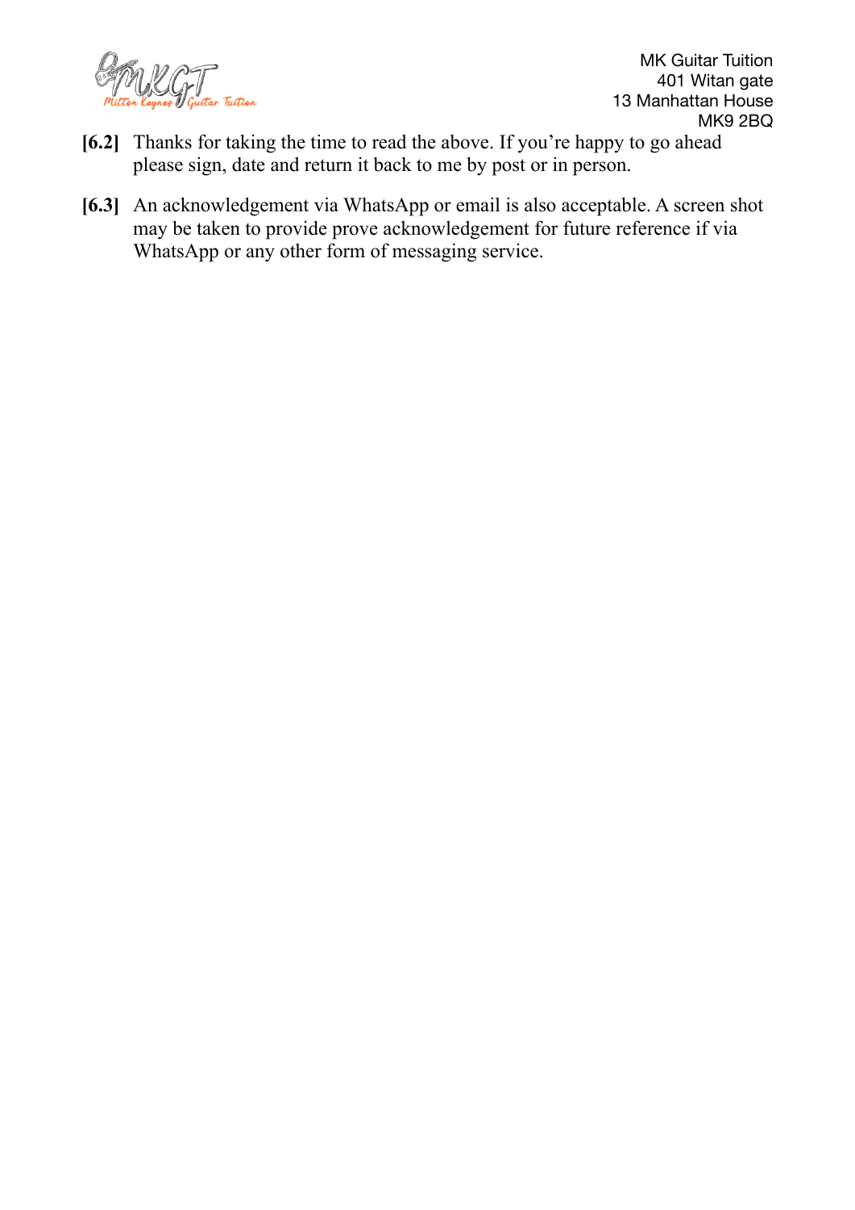**[6.2]** Thanks for taking the time to read the above. If you're happy to go ahead please sign, date and return it back to me by post or in person.

**[6.3]** An acknowledgement via WhatsApp or email is also acceptable. A screen shot may be taken to provide prove acknowledgement for future reference if via WhatsApp or any other form of messaging service.